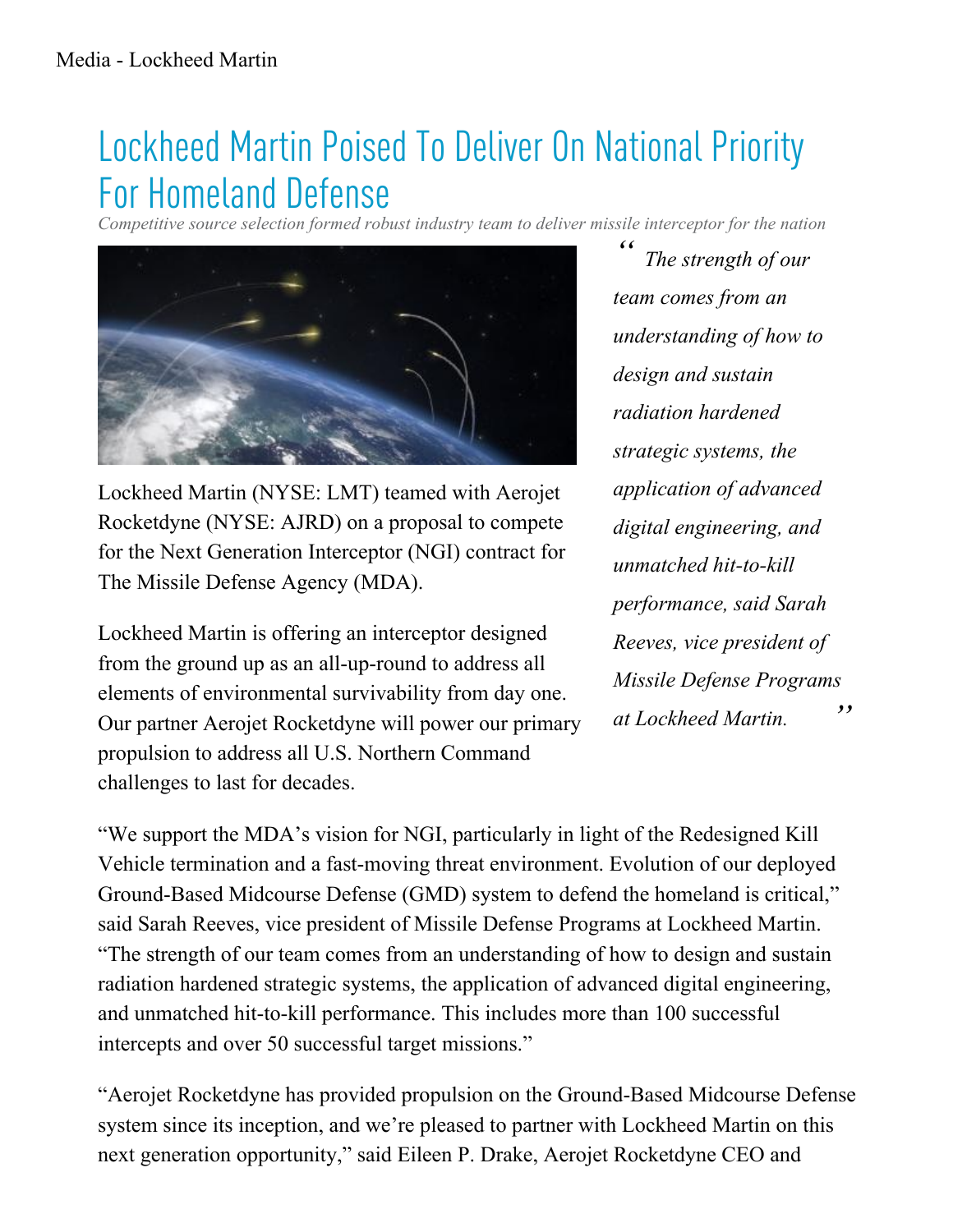Media - Lockheed Martin

# Lockheed Martin Poised To Deliver On National Priority For Homeland Defense

*Competitive source selection formed robust industry team to deliver missile interceptor for the nation*

Lockheed Martin (NYSE: LMT) teamed with Aerojet Rocketdyne (NYSE: AJRD) on a proposal to compete for the Next Generation Interceptor (NGI) contract for The Missile Defense Agency (MDA).

Lockheed Martin is offering an interceptor designed from the ground up as an all-up-round to address all elements of environmental survivability from day one. Our partner Aerojet Rocketdyne will power our primary propulsion to address all U.S. Northern Command challenges to last for decades.

> *" The strength of our team comes from an understanding of how to design and sustain radiation hardened strategic systems, the application of advanced digital engineering, and unmatched hit-to-kill performance, said Sarah Reeves, vice president of Missile Defense Programs at Lockheed Martin. "*

"We support the MDA's vision for NGI, particularly in light of the Redesigned Kill Vehicle termination and a fast-moving threat environment. Evolution of our deployed Ground-Based Midcourse Defense (GMD) system to defend the homeland is critical," said Sarah Reeves, vice president of Missile Defense Programs at Lockheed Martin. "The strength of our team comes from an understanding of how to design and sustain radiation hardened strategic systems, the application of advanced digital engineering, and unmatched hit-to-kill performance. This includes more than 100 successful intercepts and over 50 successful target missions."

"Aerojet Rocketdyne has provided propulsion on the Ground-Based Midcourse Defense system since its inception, and we're pleased to partner with Lockheed Martin on this next generation opportunity," said Eileen P. Drake, Aerojet Rocketdyne CEO and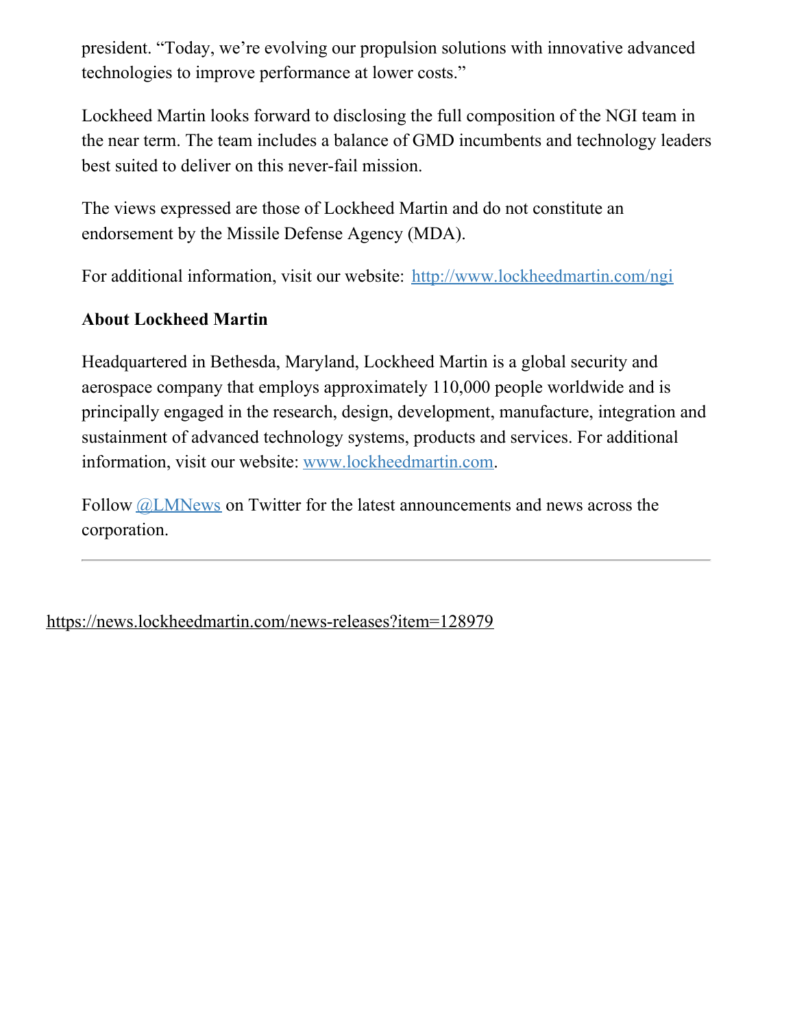president. "Today, we're evolving our propulsion solutions with innovative advanced technologies to improve performance at lower costs."

Lockheed Martin looks forward to disclosing the full composition of the NGI team in the near term. The team includes a balance of GMD incumbents and technology leaders best suited to deliver on this never-fail mission.

The views expressed are those of Lockheed Martin and do not constitute an endorsement by the Missile Defense Agency (MDA).

For additional information, visit our website: [http://www.lockheedmartin.com/ngi](http://www.lockheedmartin.com/ngi)

**About Lockheed Martin**

Headquartered in Bethesda, Maryland, Lockheed Martin is a global security and aerospace company that employs approximately 110,000 people worldwide and is principally engaged in the research, design, development, manufacture, integration and sustainment of advanced technology systems, products and services. For additional information, visit our website: [www.lockheedmartin.com](http://www.lockheedmartin.com).

Follow [@LMNews](https://twitter.com/LMNews) on Twitter for the latest announcements and news across the corporation.

---

https://news.lockheedmartin.com/news-releases?item=128979